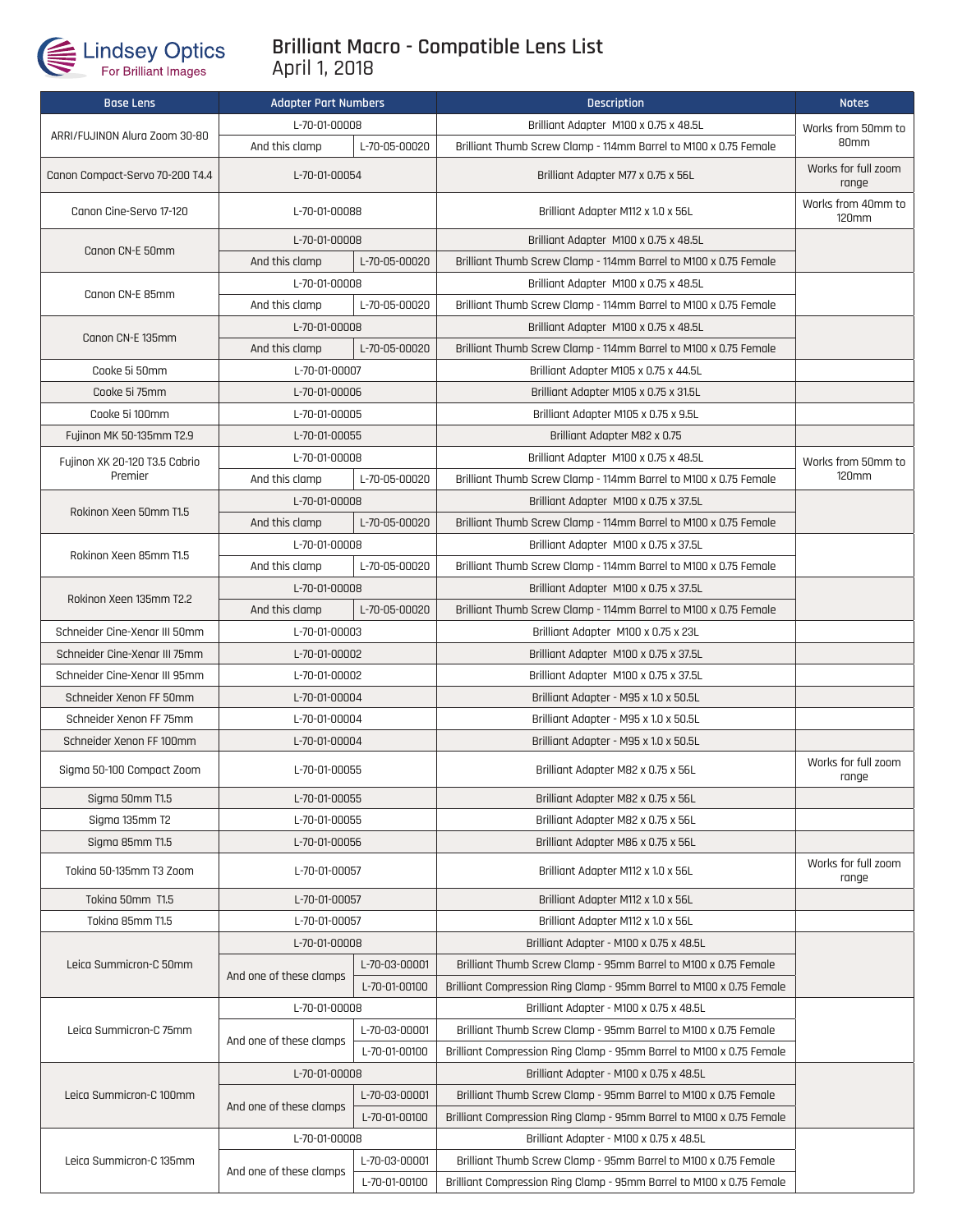Lindsey Optics
For Brilliant Images

# Brilliant Macro - Compatible Lens List
April 1, 2018

| Base Lens | Adapter Part Numbers | | Description | Notes |
|---|---|---|---|---|
| ARRI/FUJINON Alura Zoom 30-80 | L-70-01-00008 | | Brilliant Adapter M100 x 0.75 x 48.5L | Works from 50mm to 80mm |
| | And this clamp | L-70-05-00020 | Brilliant Thumb Screw Clamp - 114mm Barrel to M100 x 0.75 Female | |
| Canon Compact-Servo 70-200 T4.4 | L-70-01-00054 | | Brilliant Adapter M77 x 0.75 x 56L | Works for full zoom range |
| Canon Cine-Servo 17-120 | L-70-01-00088 | | Brilliant Adapter M112 x 1.0 x 56L | Works from 40mm to 120mm |
| Canon CN-E 50mm | L-70-01-00008 | | Brilliant Adapter M100 x 0.75 x 48.5L | |
| | And this clamp | L-70-05-00020 | Brilliant Thumb Screw Clamp - 114mm Barrel to M100 x 0.75 Female | |
| Canon CN-E 85mm | L-70-01-00008 | | Brilliant Adapter M100 x 0.75 x 48.5L | |
| | And this clamp | L-70-05-00020 | Brilliant Thumb Screw Clamp - 114mm Barrel to M100 x 0.75 Female | |
| Canon CN-E 135mm | L-70-01-00008 | | Brilliant Adapter M100 x 0.75 x 48.5L | |
| | And this clamp | L-70-05-00020 | Brilliant Thumb Screw Clamp - 114mm Barrel to M100 x 0.75 Female | |
| Cooke 5i 50mm | L-70-01-00007 | | Brilliant Adapter M105 x 0.75 x 44.5L | |
| Cooke 5i 75mm | L-70-01-00006 | | Brilliant Adapter M105 x 0.75 x 31.5L | |
| Cooke 5i 100mm | L-70-01-00005 | | Brilliant Adapter M105 x 0.75 x 9.5L | |
| Fujinon MK 50-135mm T2.9 | L-70-01-00055 | | Brilliant Adapter M82 x 0.75 | |
| Fujinon XK 20-120 T3.5 Cabrio Premier | L-70-01-00008 | | Brilliant Adapter M100 x 0.75 x 48.5L | Works from 50mm to 120mm |
| | And this clamp | L-70-05-00020 | Brilliant Thumb Screw Clamp - 114mm Barrel to M100 x 0.75 Female | |
| Rokinon Xeen 50mm T1.5 | L-70-01-00008 | | Brilliant Adapter M100 x 0.75 x 37.5L | |
| | And this clamp | L-70-05-00020 | Brilliant Thumb Screw Clamp - 114mm Barrel to M100 x 0.75 Female | |
| Rokinon Xeen 85mm T1.5 | L-70-01-00008 | | Brilliant Adapter M100 x 0.75 x 37.5L | |
| | And this clamp | L-70-05-00020 | Brilliant Thumb Screw Clamp - 114mm Barrel to M100 x 0.75 Female | |
| Rokinon Xeen 135mm T2.2 | L-70-01-00008 | | Brilliant Adapter M100 x 0.75 x 37.5L | |
| | And this clamp | L-70-05-00020 | Brilliant Thumb Screw Clamp - 114mm Barrel to M100 x 0.75 Female | |
| Schneider Cine-Xenar III 50mm | L-70-01-00003 | | Brilliant Adapter M100 x 0.75 x 23L | |
| Schneider Cine-Xenar III 75mm | L-70-01-00002 | | Brilliant Adapter M100 x 0.75 x 37.5L | |
| Schneider Cine-Xenar III 95mm | L-70-01-00002 | | Brilliant Adapter M100 x 0.75 x 37.5L | |
| Schneider Xenon FF 50mm | L-70-01-00004 | | Brilliant Adapter - M95 x 1.0 x 50.5L | |
| Schneider Xenon FF 75mm | L-70-01-00004 | | Brilliant Adapter - M95 x 1.0 x 50.5L | |
| Schneider Xenon FF 100mm | L-70-01-00004 | | Brilliant Adapter - M95 x 1.0 x 50.5L | |
| Sigma 50-100 Compact Zoom | L-70-01-00055 | | Brilliant Adapter M82 x 0.75 x 56L | Works for full zoom range |
| Sigma 50mm T1.5 | L-70-01-00055 | | Brilliant Adapter M82 x 0.75 x 56L | |
| Sigma 135mm T2 | L-70-01-00055 | | Brilliant Adapter M82 x 0.75 x 56L | |
| Sigma 85mm T1.5 | L-70-01-00056 | | Brilliant Adapter M86 x 0.75 x 56L | |
| Tokina 50-135mm T3 Zoom | L-70-01-00057 | | Brilliant Adapter M112 x 1.0 x 56L | Works for full zoom range |
| Tokina 50mm T1.5 | L-70-01-00057 | | Brilliant Adapter M112 x 1.0 x 56L | |
| Tokina 85mm T1.5 | L-70-01-00057 | | Brilliant Adapter M112 x 1.0 x 56L | |
| Leica Summicron-C 50mm | L-70-01-00008 | | Brilliant Adapter - M100 x 0.75 x 48.5L | |
| | And one of these clamps | L-70-03-00001 | Brilliant Thumb Screw Clamp - 95mm Barrel to M100 x 0.75 Female | |
| | | L-70-01-00100 | Brilliant Compression Ring Clamp - 95mm Barrel to M100 x 0.75 Female | |
| Leica Summicron-C 75mm | L-70-01-00008 | | Brilliant Adapter - M100 x 0.75 x 48.5L | |
| | And one of these clamps | L-70-03-00001 | Brilliant Thumb Screw Clamp - 95mm Barrel to M100 x 0.75 Female | |
| | | L-70-01-00100 | Brilliant Compression Ring Clamp - 95mm Barrel to M100 x 0.75 Female | |
| Leica Summicron-C 100mm | L-70-01-00008 | | Brilliant Adapter - M100 x 0.75 x 48.5L | |
| | And one of these clamps | L-70-03-00001 | Brilliant Thumb Screw Clamp - 95mm Barrel to M100 x 0.75 Female | |
| | | L-70-01-00100 | Brilliant Compression Ring Clamp - 95mm Barrel to M100 x 0.75 Female | |
| Leica Summicron-C 135mm | L-70-01-00008 | | Brilliant Adapter - M100 x 0.75 x 48.5L | |
| | And one of these clamps | L-70-03-00001 | Brilliant Thumb Screw Clamp - 95mm Barrel to M100 x 0.75 Female | |
| | | L-70-01-00100 | Brilliant Compression Ring Clamp - 95mm Barrel to M100 x 0.75 Female | |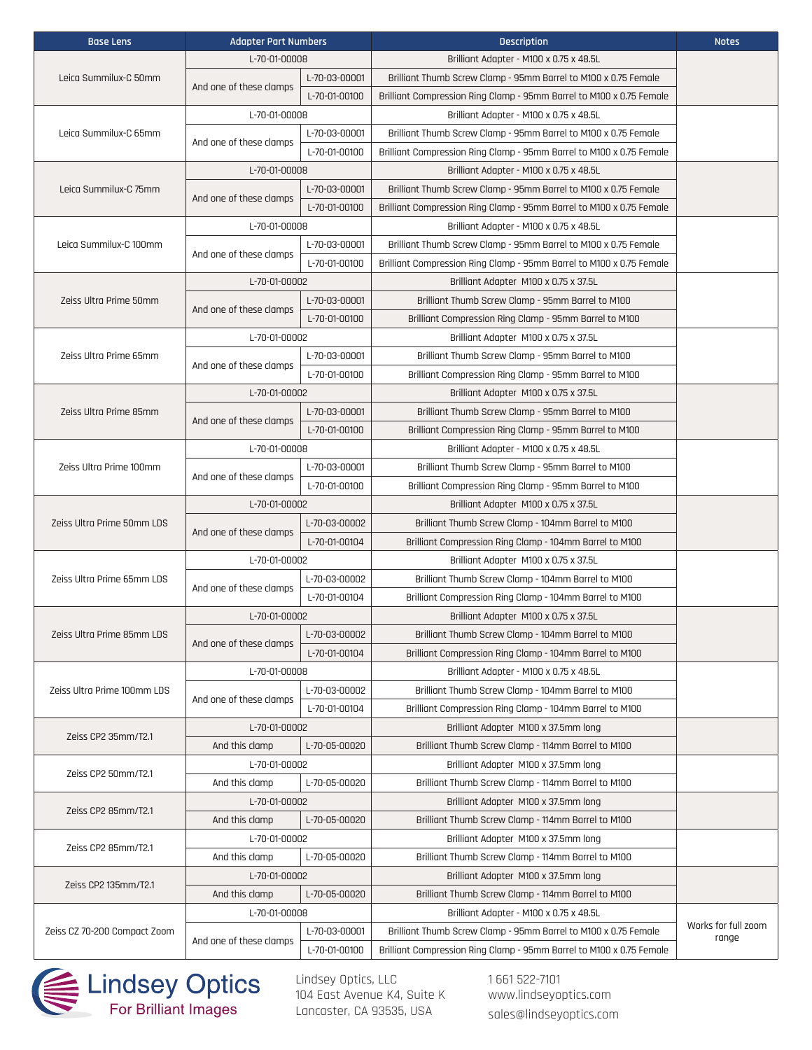| Base Lens | Adapter Part Numbers | | Description | Notes |
|---|---|---|---|---|
| Leica Summilux-C 50mm | L-70-01-00008 | | Brilliant Adapter - M100 x 0.75 x 48.5L | |
| | And one of these clamps | L-70-03-00001 | Brilliant Thumb Screw Clamp - 95mm Barrel to M100 x 0.75 Female | |
| | | L-70-01-00100 | Brilliant Compression Ring Clamp - 95mm Barrel to M100 x 0.75 Female | |
| Leica Summilux-C 65mm | L-70-01-00008 | | Brilliant Adapter - M100 x 0.75 x 48.5L | |
| | And one of these clamps | L-70-03-00001 | Brilliant Thumb Screw Clamp - 95mm Barrel to M100 x 0.75 Female | |
| | | L-70-01-00100 | Brilliant Compression Ring Clamp - 95mm Barrel to M100 x 0.75 Female | |
| Leica Summilux-C 75mm | L-70-01-00008 | | Brilliant Adapter - M100 x 0.75 x 48.5L | |
| | And one of these clamps | L-70-03-00001 | Brilliant Thumb Screw Clamp - 95mm Barrel to M100 x 0.75 Female | |
| | | L-70-01-00100 | Brilliant Compression Ring Clamp - 95mm Barrel to M100 x 0.75 Female | |
| Leica Summilux-C 100mm | L-70-01-00008 | | Brilliant Adapter - M100 x 0.75 x 48.5L | |
| | And one of these clamps | L-70-03-00001 | Brilliant Thumb Screw Clamp - 95mm Barrel to M100 x 0.75 Female | |
| | | L-70-01-00100 | Brilliant Compression Ring Clamp - 95mm Barrel to M100 x 0.75 Female | |
| Zeiss Ultra Prime 50mm | L-70-01-00002 | | Brilliant Adapter M100 x 0.75 x 37.5L | |
| | And one of these clamps | L-70-03-00001 | Brilliant Thumb Screw Clamp - 95mm Barrel to M100 | |
| | | L-70-01-00100 | Brilliant Compression Ring Clamp - 95mm Barrel to M100 | |
| Zeiss Ultra Prime 65mm | L-70-01-00002 | | Brilliant Adapter M100 x 0.75 x 37.5L | |
| | And one of these clamps | L-70-03-00001 | Brilliant Thumb Screw Clamp - 95mm Barrel to M100 | |
| | | L-70-01-00100 | Brilliant Compression Ring Clamp - 95mm Barrel to M100 | |
| Zeiss Ultra Prime 85mm | L-70-01-00002 | | Brilliant Adapter M100 x 0.75 x 37.5L | |
| | And one of these clamps | L-70-03-00001 | Brilliant Thumb Screw Clamp - 95mm Barrel to M100 | |
| | | L-70-01-00100 | Brilliant Compression Ring Clamp - 95mm Barrel to M100 | |
| Zeiss Ultra Prime 100mm | L-70-01-00008 | | Brilliant Adapter - M100 x 0.75 x 48.5L | |
| | And one of these clamps | L-70-03-00001 | Brilliant Thumb Screw Clamp - 95mm Barrel to M100 | |
| | | L-70-01-00100 | Brilliant Compression Ring Clamp - 95mm Barrel to M100 | |
| Zeiss Ultra Prime 50mm LDS | L-70-01-00002 | | Brilliant Adapter M100 x 0.75 x 37.5L | |
| | And one of these clamps | L-70-03-00002 | Brilliant Thumb Screw Clamp - 104mm Barrel to M100 | |
| | | L-70-01-00104 | Brilliant Compression Ring Clamp - 104mm Barrel to M100 | |
| Zeiss Ultra Prime 65mm LDS | L-70-01-00002 | | Brilliant Adapter M100 x 0.75 x 37.5L | |
| | And one of these clamps | L-70-03-00002 | Brilliant Thumb Screw Clamp - 104mm Barrel to M100 | |
| | | L-70-01-00104 | Brilliant Compression Ring Clamp - 104mm Barrel to M100 | |
| Zeiss Ultra Prime 85mm LDS | L-70-01-00002 | | Brilliant Adapter M100 x 0.75 x 37.5L | |
| | And one of these clamps | L-70-03-00002 | Brilliant Thumb Screw Clamp - 104mm Barrel to M100 | |
| | | L-70-01-00104 | Brilliant Compression Ring Clamp - 104mm Barrel to M100 | |
| Zeiss Ultra Prime 100mm LDS | L-70-01-00008 | | Brilliant Adapter - M100 x 0.75 x 48.5L | |
| | And one of these clamps | L-70-03-00002 | Brilliant Thumb Screw Clamp - 104mm Barrel to M100 | |
| | | L-70-01-00104 | Brilliant Compression Ring Clamp - 104mm Barrel to M100 | |
| Zeiss CP2 35mm/T2.1 | L-70-01-00002 | | Brilliant Adapter M100 x 37.5mm long | |
| | And this clamp | L-70-05-00020 | Brilliant Thumb Screw Clamp - 114mm Barrel to M100 | |
| Zeiss CP2 50mm/T2.1 | L-70-01-00002 | | Brilliant Adapter M100 x 37.5mm long | |
| | And this clamp | L-70-05-00020 | Brilliant Thumb Screw Clamp - 114mm Barrel to M100 | |
| Zeiss CP2 85mm/T2.1 | L-70-01-00002 | | Brilliant Adapter M100 x 37.5mm long | |
| | And this clamp | L-70-05-00020 | Brilliant Thumb Screw Clamp - 114mm Barrel to M100 | |
| Zeiss CP2 85mm/T2.1 | L-70-01-00002 | | Brilliant Adapter M100 x 37.5mm long | |
| | And this clamp | L-70-05-00020 | Brilliant Thumb Screw Clamp - 114mm Barrel to M100 | |
| Zeiss CP2 135mm/T2.1 | L-70-01-00002 | | Brilliant Adapter M100 x 37.5mm long | |
| | And this clamp | L-70-05-00020 | Brilliant Thumb Screw Clamp - 114mm Barrel to M100 | |
| Zeiss CZ 70-200 Compact Zoom | L-70-01-00008 | | Brilliant Adapter - M100 x 0.75 x 48.5L | Works for full zoom range |
| | And one of these clamps | L-70-03-00001 | Brilliant Thumb Screw Clamp - 95mm Barrel to M100 x 0.75 Female | |
| | | L-70-01-00100 | Brilliant Compression Ring Clamp - 95mm Barrel to M100 x 0.75 Female | |

Lindsey Optics
For Brilliant Images

Lindsey Optics, LLC
104 East Avenue K4, Suite K
Lancaster, CA 93535, USA

1 661 522-7101
www.lindseyoptics.com
sales@lindseyoptics.com